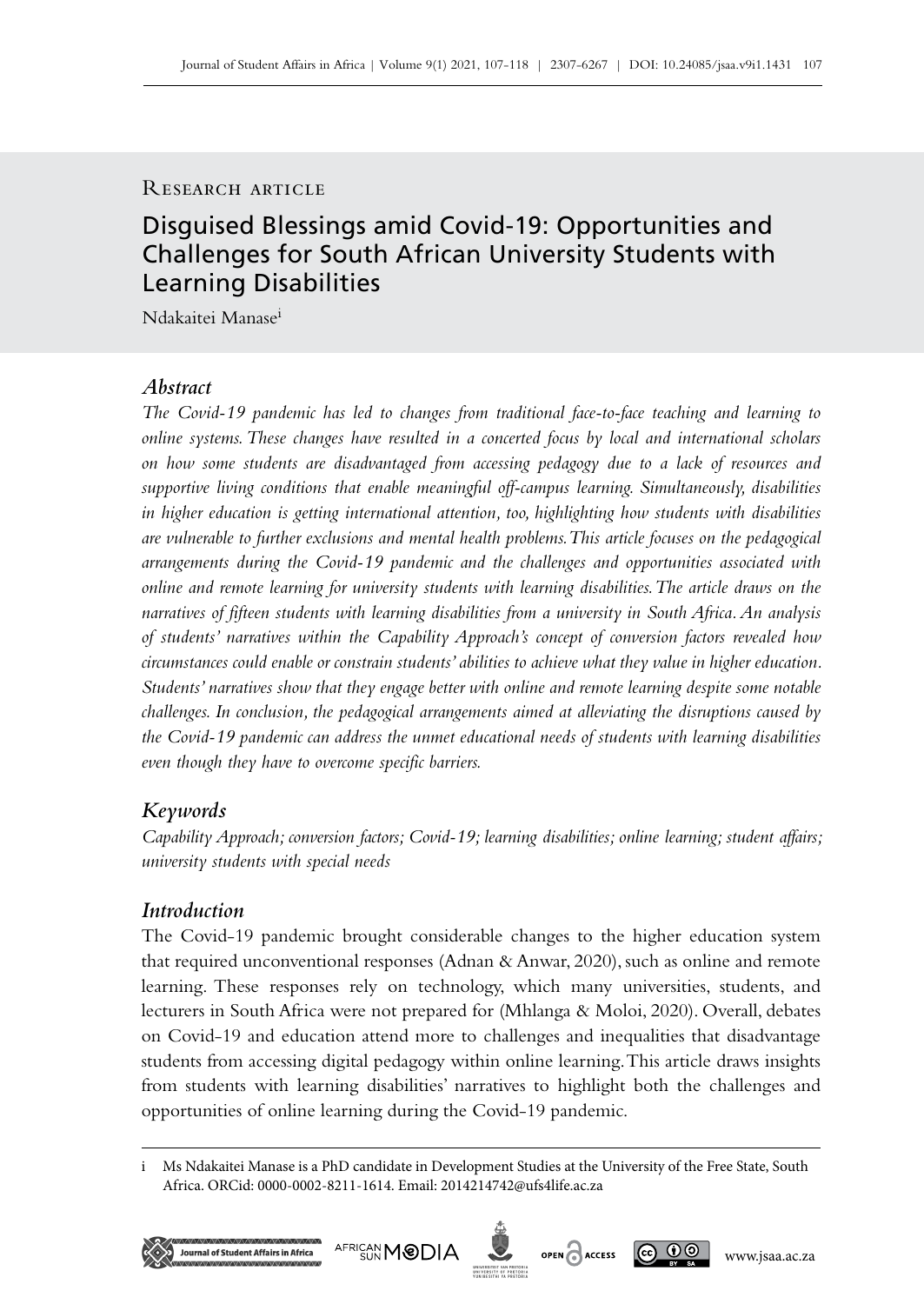Research article

# Disguised Blessings amid Covid-19: Opportunities and Challenges for South African University Students with Learning Disabilities

Ndakaitei Manase[i]

## Abstract

*The Covid-19 pandemic has led to changes from traditional face-to-face teaching and learning to online systems. These changes have resulted in a concerted focus by local and international scholars on how some students are disadvantaged from accessing pedagogy due to a lack of resources and supportive living conditions that enable meaningful off-campus learning. Simultaneously, disabilities in higher education is getting international attention, too, highlighting how students with disabilities are vulnerable to further exclusions and mental health problems. This article focuses on the pedagogical arrangements during the Covid-19 pandemic and the challenges and opportunities associated with online and remote learning for university students with learning disabilities. The article draws on the narratives of fifteen students with learning disabilities from a university in South Africa. An analysis of students' narratives within the Capability Approach's concept of conversion factors revealed how circumstances could enable or constrain students' abilities to achieve what they value in higher education. Students' narratives show that they engage better with online and remote learning despite some notable challenges. In conclusion, the pedagogical arrangements aimed at alleviating the disruptions caused by the Covid-19 pandemic can address the unmet educational needs of students with learning disabilities even though they have to overcome specific barriers.*

## Keywords

*Capability Approach; conversion factors; Covid-19; learning disabilities; online learning; student affairs; university students with special needs*

## Introduction

The Covid-19 pandemic brought considerable changes to the higher education system that required unconventional responses (Adnan & Anwar, 2020), such as online and remote learning. These responses rely on technology, which many universities, students, and lecturers in South Africa were not prepared for (Mhlanga & Moloi, 2020). Overall, debates on Covid-19 and education attend more to challenges and inequalities that disadvantage students from accessing digital pedagogy within online learning. This article draws insights from students with learning disabilities' narratives to highlight both the challenges and opportunities of online learning during the Covid-19 pandemic.

---

i Ms Ndakaitei Manase is a PhD candidate in Development Studies at the University of the Free State, South Africa. ORCid: 0000-0002-8211-1614. Email: 2014214742@ufs4life.ac.za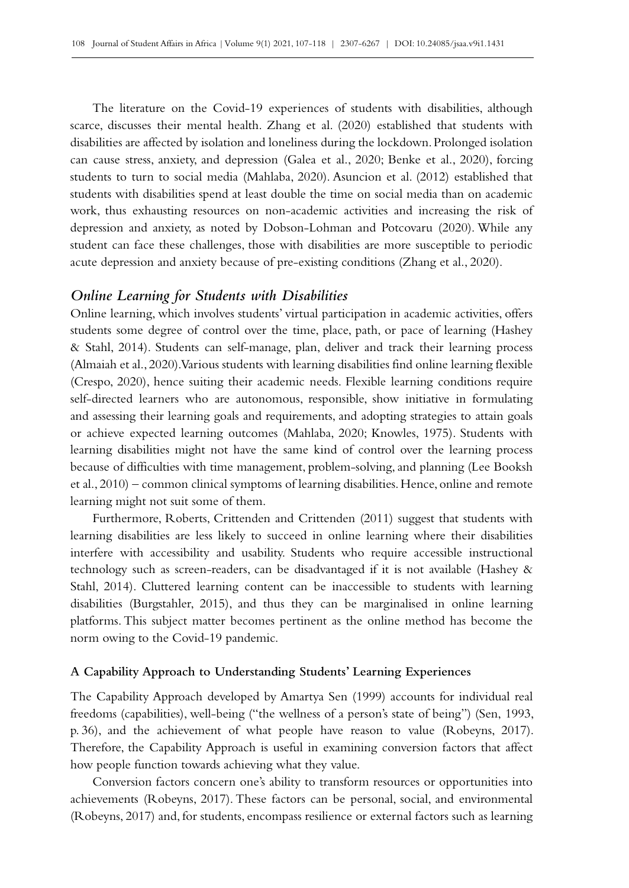The literature on the Covid-19 experiences of students with disabilities, although scarce, discusses their mental health. Zhang et al. (2020) established that students with disabilities are affected by isolation and loneliness during the lockdown. Prolonged isolation can cause stress, anxiety, and depression (Galea et al., 2020; Benke et al., 2020), forcing students to turn to social media (Mahlaba, 2020). Asuncion et al. (2012) established that students with disabilities spend at least double the time on social media than on academic work, thus exhausting resources on non-academic activities and increasing the risk of depression and anxiety, as noted by Dobson-Lohman and Potcovaru (2020). While any student can face these challenges, those with disabilities are more susceptible to periodic acute depression and anxiety because of pre-existing conditions (Zhang et al., 2020).

### *Online Learning for Students with Disabilities*

Online learning, which involves students' virtual participation in academic activities, offers students some degree of control over the time, place, path, or pace of learning (Hashey & Stahl, 2014). Students can self-manage, plan, deliver and track their learning process (Almaiah et al., 2020). Various students with learning disabilities find online learning flexible (Crespo, 2020), hence suiting their academic needs. Flexible learning conditions require self-directed learners who are autonomous, responsible, show initiative in formulating and assessing their learning goals and requirements, and adopting strategies to attain goals or achieve expected learning outcomes (Mahlaba, 2020; Knowles, 1975). Students with learning disabilities might not have the same kind of control over the learning process because of difficulties with time management, problem-solving, and planning (Lee Booksh et al., 2010) – common clinical symptoms of learning disabilities. Hence, online and remote learning might not suit some of them.

Furthermore, Roberts, Crittenden and Crittenden (2011) suggest that students with learning disabilities are less likely to succeed in online learning where their disabilities interfere with accessibility and usability. Students who require accessible instructional technology such as screen-readers, can be disadvantaged if it is not available (Hashey & Stahl, 2014). Cluttered learning content can be inaccessible to students with learning disabilities (Burgstahler, 2015), and thus they can be marginalised in online learning platforms. This subject matter becomes pertinent as the online method has become the norm owing to the Covid-19 pandemic.

## A Capability Approach to Understanding Students' Learning Experiences

The Capability Approach developed by Amartya Sen (1999) accounts for individual real freedoms (capabilities), well-being ("the wellness of a person's state of being") (Sen, 1993, p. 36), and the achievement of what people have reason to value (Robeyns, 2017). Therefore, the Capability Approach is useful in examining conversion factors that affect how people function towards achieving what they value.

Conversion factors concern one's ability to transform resources or opportunities into achievements (Robeyns, 2017). These factors can be personal, social, and environmental (Robeyns, 2017) and, for students, encompass resilience or external factors such as learning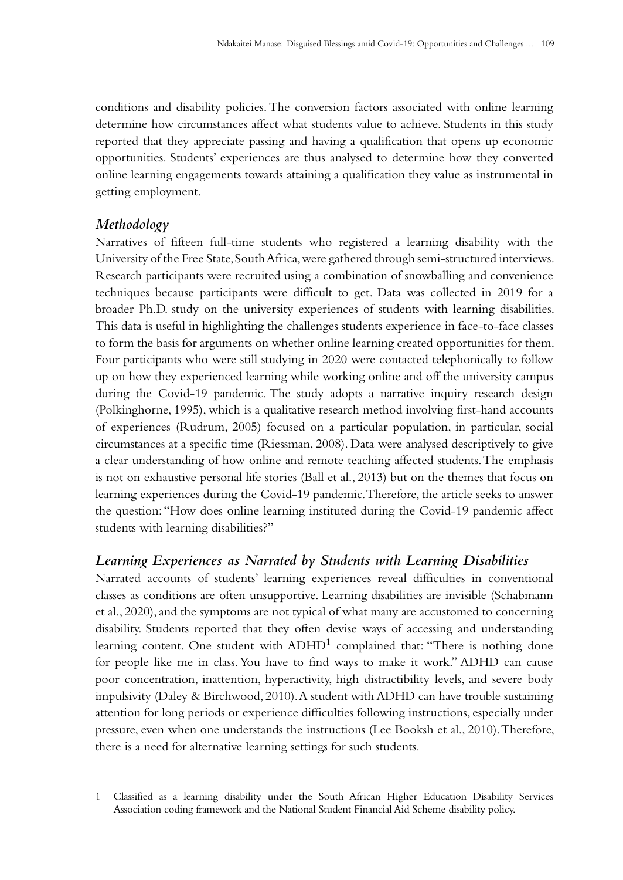conditions and disability policies. The conversion factors associated with online learning determine how circumstances affect what students value to achieve. Students in this study reported that they appreciate passing and having a qualification that opens up economic opportunities. Students' experiences are thus analysed to determine how they converted online learning engagements towards attaining a qualification they value as instrumental in getting employment.

## *Methodology*

Narratives of fifteen full-time students who registered a learning disability with the University of the Free State, South Africa, were gathered through semi-structured interviews. Research participants were recruited using a combination of snowballing and convenience techniques because participants were difficult to get. Data was collected in 2019 for a broader Ph.D. study on the university experiences of students with learning disabilities. This data is useful in highlighting the challenges students experience in face-to-face classes to form the basis for arguments on whether online learning created opportunities for them. Four participants who were still studying in 2020 were contacted telephonically to follow up on how they experienced learning while working online and off the university campus during the Covid-19 pandemic. The study adopts a narrative inquiry research design (Polkinghorne, 1995), which is a qualitative research method involving first-hand accounts of experiences (Rudrum, 2005) focused on a particular population, in particular, social circumstances at a specific time (Riessman, 2008). Data were analysed descriptively to give a clear understanding of how online and remote teaching affected students. The emphasis is not on exhaustive personal life stories (Ball et al., 2013) but on the themes that focus on learning experiences during the Covid-19 pandemic. Therefore, the article seeks to answer the question: "How does online learning instituted during the Covid-19 pandemic affect students with learning disabilities?"

## *Learning Experiences as Narrated by Students with Learning Disabilities*

Narrated accounts of students' learning experiences reveal difficulties in conventional classes as conditions are often unsupportive. Learning disabilities are invisible (Schabmann et al., 2020), and the symptoms are not typical of what many are accustomed to concerning disability. Students reported that they often devise ways of accessing and understanding learning content. One student with ADHD[1] complained that: "There is nothing done for people like me in class. You have to find ways to make it work." ADHD can cause poor concentration, inattention, hyperactivity, high distractibility levels, and severe body impulsivity (Daley & Birchwood, 2010). A student with ADHD can have trouble sustaining attention for long periods or experience difficulties following instructions, especially under pressure, even when one understands the instructions (Lee Booksh et al., 2010). Therefore, there is a need for alternative learning settings for such students.

---

1 Classified as a learning disability under the South African Higher Education Disability Services Association coding framework and the National Student Financial Aid Scheme disability policy.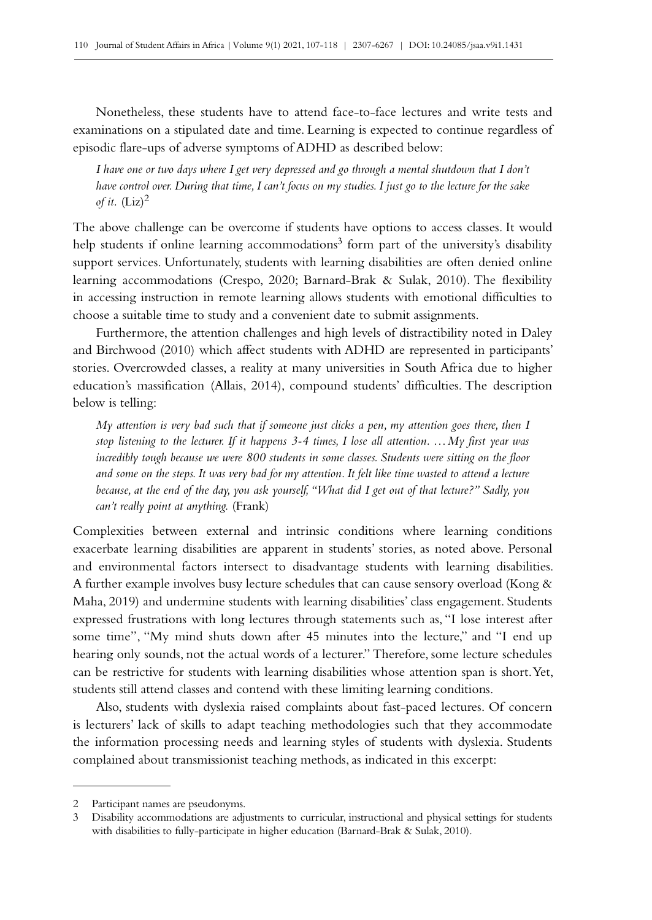Nonetheless, these students have to attend face-to-face lectures and write tests and examinations on a stipulated date and time. Learning is expected to continue regardless of episodic flare-ups of adverse symptoms of ADHD as described below:

> *I have one or two days where I get very depressed and go through a mental shutdown that I don't have control over. During that time, I can't focus on my studies. I just go to the lecture for the sake of it.* (Liz)[2]

The above challenge can be overcome if students have options to access classes. It would help students if online learning accommodations[3] form part of the university's disability support services. Unfortunately, students with learning disabilities are often denied online learning accommodations (Crespo, 2020; Barnard-Brak & Sulak, 2010). The flexibility in accessing instruction in remote learning allows students with emotional difficulties to choose a suitable time to study and a convenient date to submit assignments.

Furthermore, the attention challenges and high levels of distractibility noted in Daley and Birchwood (2010) which affect students with ADHD are represented in participants' stories. Overcrowded classes, a reality at many universities in South Africa due to higher education's massification (Allais, 2014), compound students' difficulties. The description below is telling:

> *My attention is very bad such that if someone just clicks a pen, my attention goes there, then I stop listening to the lecturer. If it happens 3-4 times, I lose all attention. …My first year was incredibly tough because we were 800 students in some classes. Students were sitting on the floor and some on the steps. It was very bad for my attention. It felt like time wasted to attend a lecture because, at the end of the day, you ask yourself, "What did I get out of that lecture?" Sadly, you can't really point at anything.* (Frank)

Complexities between external and intrinsic conditions where learning conditions exacerbate learning disabilities are apparent in students' stories, as noted above. Personal and environmental factors intersect to disadvantage students with learning disabilities. A further example involves busy lecture schedules that can cause sensory overload (Kong & Maha, 2019) and undermine students with learning disabilities' class engagement. Students expressed frustrations with long lectures through statements such as, "I lose interest after some time", "My mind shuts down after 45 minutes into the lecture," and "I end up hearing only sounds, not the actual words of a lecturer." Therefore, some lecture schedules can be restrictive for students with learning disabilities whose attention span is short. Yet, students still attend classes and contend with these limiting learning conditions.

Also, students with dyslexia raised complaints about fast-paced lectures. Of concern is lecturers' lack of skills to adapt teaching methodologies such that they accommodate the information processing needs and learning styles of students with dyslexia. Students complained about transmissionist teaching methods, as indicated in this excerpt:

---

2 Participant names are pseudonyms.

3 Disability accommodations are adjustments to curricular, instructional and physical settings for students with disabilities to fully-participate in higher education (Barnard-Brak & Sulak, 2010).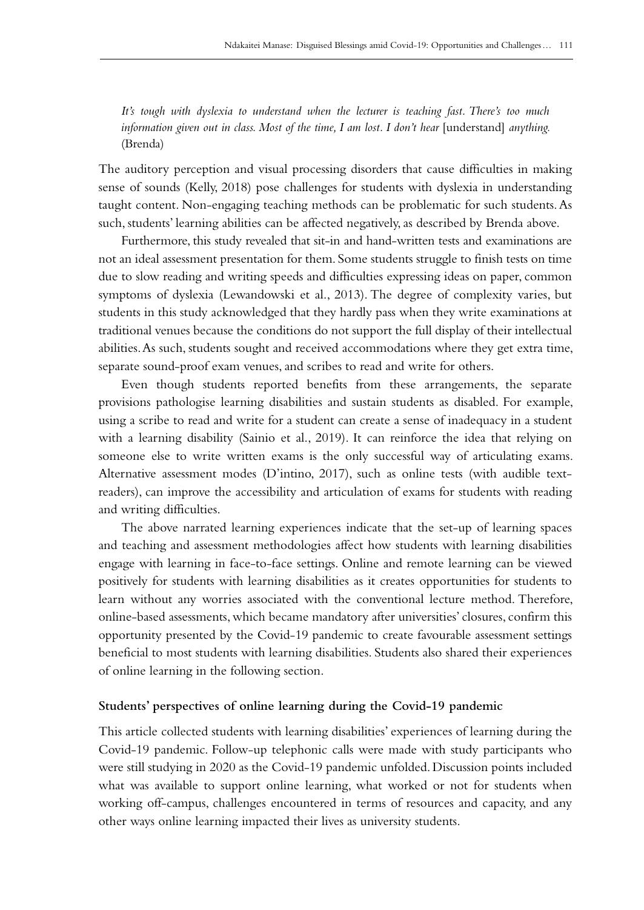*It's tough with dyslexia to understand when the lecturer is teaching fast. There's too much information given out in class. Most of the time, I am lost. I don't hear* [understand] *anything.* (Brenda)

The auditory perception and visual processing disorders that cause difficulties in making sense of sounds (Kelly, 2018) pose challenges for students with dyslexia in understanding taught content. Non-engaging teaching methods can be problematic for such students. As such, students' learning abilities can be affected negatively, as described by Brenda above.

Furthermore, this study revealed that sit-in and hand-written tests and examinations are not an ideal assessment presentation for them. Some students struggle to finish tests on time due to slow reading and writing speeds and difficulties expressing ideas on paper, common symptoms of dyslexia (Lewandowski et al., 2013). The degree of complexity varies, but students in this study acknowledged that they hardly pass when they write examinations at traditional venues because the conditions do not support the full display of their intellectual abilities. As such, students sought and received accommodations where they get extra time, separate sound-proof exam venues, and scribes to read and write for others.

Even though students reported benefits from these arrangements, the separate provisions pathologise learning disabilities and sustain students as disabled. For example, using a scribe to read and write for a student can create a sense of inadequacy in a student with a learning disability (Sainio et al., 2019). It can reinforce the idea that relying on someone else to write written exams is the only successful way of articulating exams. Alternative assessment modes (D'intino, 2017), such as online tests (with audible text-readers), can improve the accessibility and articulation of exams for students with reading and writing difficulties.

The above narrated learning experiences indicate that the set-up of learning spaces and teaching and assessment methodologies affect how students with learning disabilities engage with learning in face-to-face settings. Online and remote learning can be viewed positively for students with learning disabilities as it creates opportunities for students to learn without any worries associated with the conventional lecture method. Therefore, online-based assessments, which became mandatory after universities' closures, confirm this opportunity presented by the Covid-19 pandemic to create favourable assessment settings beneficial to most students with learning disabilities. Students also shared their experiences of online learning in the following section.

### Students' perspectives of online learning during the Covid-19 pandemic

This article collected students with learning disabilities' experiences of learning during the Covid-19 pandemic. Follow-up telephonic calls were made with study participants who were still studying in 2020 as the Covid-19 pandemic unfolded. Discussion points included what was available to support online learning, what worked or not for students when working off-campus, challenges encountered in terms of resources and capacity, and any other ways online learning impacted their lives as university students.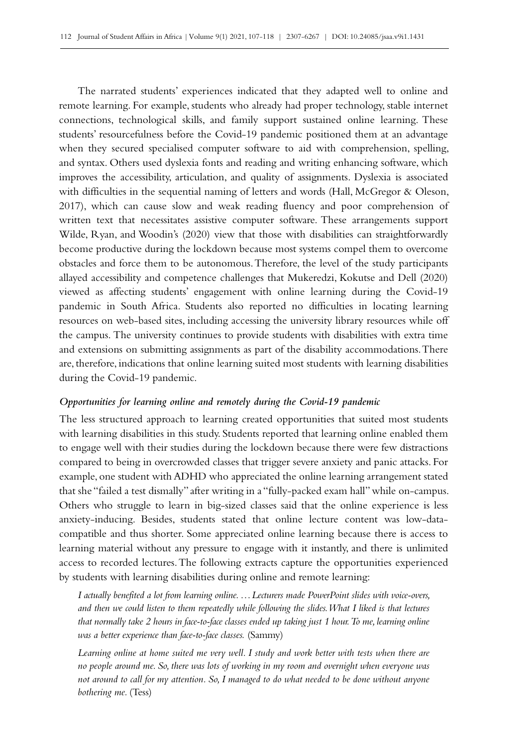The narrated students' experiences indicated that they adapted well to online and remote learning. For example, students who already had proper technology, stable internet connections, technological skills, and family support sustained online learning. These students' resourcefulness before the Covid-19 pandemic positioned them at an advantage when they secured specialised computer software to aid with comprehension, spelling, and syntax. Others used dyslexia fonts and reading and writing enhancing software, which improves the accessibility, articulation, and quality of assignments. Dyslexia is associated with difficulties in the sequential naming of letters and words (Hall, McGregor & Oleson, 2017), which can cause slow and weak reading fluency and poor comprehension of written text that necessitates assistive computer software. These arrangements support Wilde, Ryan, and Woodin's (2020) view that those with disabilities can straightforwardly become productive during the lockdown because most systems compel them to overcome obstacles and force them to be autonomous. Therefore, the level of the study participants allayed accessibility and competence challenges that Mukeredzi, Kokutse and Dell (2020) viewed as affecting students' engagement with online learning during the Covid-19 pandemic in South Africa. Students also reported no difficulties in locating learning resources on web-based sites, including accessing the university library resources while off the campus. The university continues to provide students with disabilities with extra time and extensions on submitting assignments as part of the disability accommodations. There are, therefore, indications that online learning suited most students with learning disabilities during the Covid-19 pandemic.

### *Opportunities for learning online and remotely during the Covid-19 pandemic*

The less structured approach to learning created opportunities that suited most students with learning disabilities in this study. Students reported that learning online enabled them to engage well with their studies during the lockdown because there were few distractions compared to being in overcrowded classes that trigger severe anxiety and panic attacks. For example, one student with ADHD who appreciated the online learning arrangement stated that she "failed a test dismally" after writing in a "fully-packed exam hall" while on-campus. Others who struggle to learn in big-sized classes said that the online experience is less anxiety-inducing. Besides, students stated that online lecture content was low-data-compatible and thus shorter. Some appreciated online learning because there is access to learning material without any pressure to engage with it instantly, and there is unlimited access to recorded lectures. The following extracts capture the opportunities experienced by students with learning disabilities during online and remote learning:

> *I actually benefited a lot from learning online. … Lecturers made PowerPoint slides with voice-overs, and then we could listen to them repeatedly while following the slides. What I liked is that lectures that normally take 2 hours in face-to-face classes ended up taking just 1 hour. To me, learning online was a better experience than face-to-face classes.* (Sammy)

> *Learning online at home suited me very well. I study and work better with tests when there are no people around me. So, there was lots of working in my room and overnight when everyone was not around to call for my attention. So, I managed to do what needed to be done without anyone bothering me.* (Tess)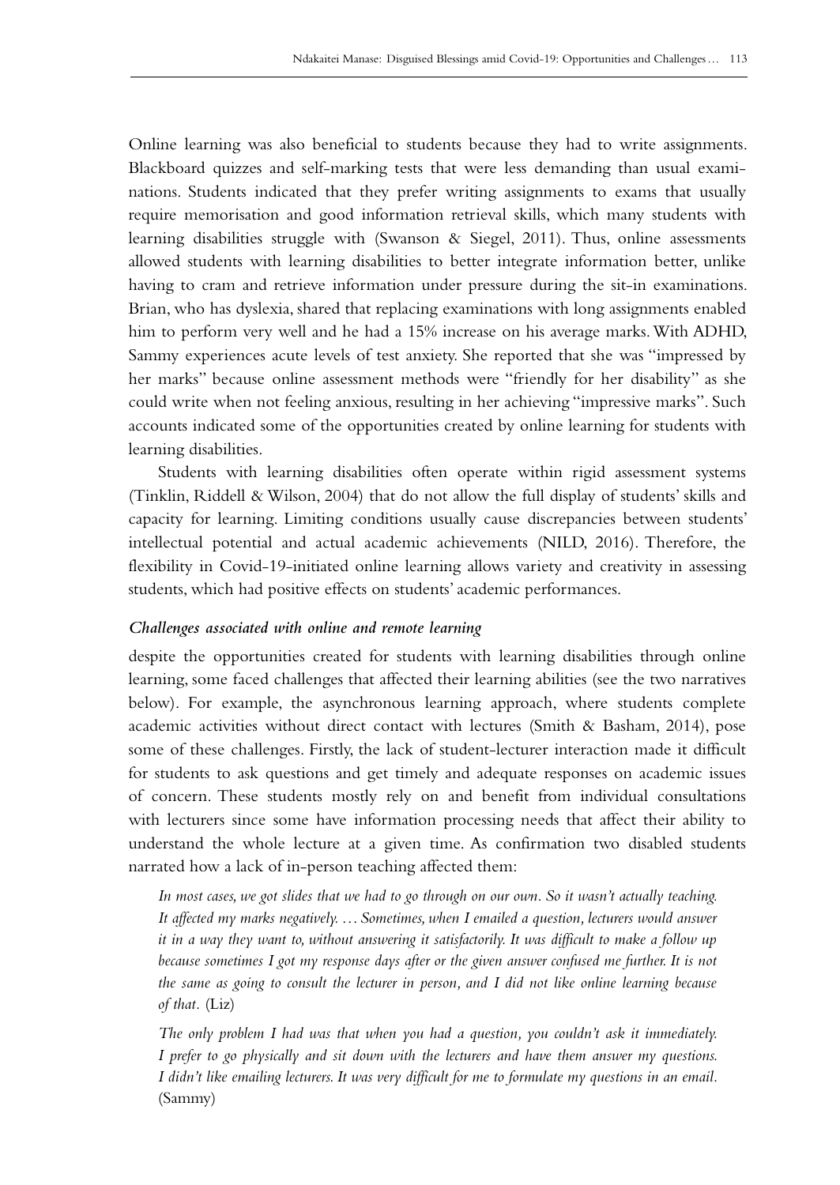Online learning was also beneficial to students because they had to write assignments. Blackboard quizzes and self-marking tests that were less demanding than usual examinations. Students indicated that they prefer writing assignments to exams that usually require memorisation and good information retrieval skills, which many students with learning disabilities struggle with (Swanson & Siegel, 2011). Thus, online assessments allowed students with learning disabilities to better integrate information better, unlike having to cram and retrieve information under pressure during the sit-in examinations. Brian, who has dyslexia, shared that replacing examinations with long assignments enabled him to perform very well and he had a 15% increase on his average marks. With ADHD, Sammy experiences acute levels of test anxiety. She reported that she was "impressed by her marks" because online assessment methods were "friendly for her disability" as she could write when not feeling anxious, resulting in her achieving "impressive marks". Such accounts indicated some of the opportunities created by online learning for students with learning disabilities.

Students with learning disabilities often operate within rigid assessment systems (Tinklin, Riddell & Wilson, 2004) that do not allow the full display of students' skills and capacity for learning. Limiting conditions usually cause discrepancies between students' intellectual potential and actual academic achievements (NILD, 2016). Therefore, the flexibility in Covid-19-initiated online learning allows variety and creativity in assessing students, which had positive effects on students' academic performances.

### *Challenges associated with online and remote learning*

despite the opportunities created for students with learning disabilities through online learning, some faced challenges that affected their learning abilities (see the two narratives below). For example, the asynchronous learning approach, where students complete academic activities without direct contact with lectures (Smith & Basham, 2014), pose some of these challenges. Firstly, the lack of student-lecturer interaction made it difficult for students to ask questions and get timely and adequate responses on academic issues of concern. These students mostly rely on and benefit from individual consultations with lecturers since some have information processing needs that affect their ability to understand the whole lecture at a given time. As confirmation two disabled students narrated how a lack of in-person teaching affected them:

> *In most cases, we got slides that we had to go through on our own. So it wasn't actually teaching. It affected my marks negatively. … Sometimes, when I emailed a question, lecturers would answer it in a way they want to, without answering it satisfactorily. It was difficult to make a follow up because sometimes I got my response days after or the given answer confused me further. It is not the same as going to consult the lecturer in person, and I did not like online learning because of that.* (Liz)

> *The only problem I had was that when you had a question, you couldn't ask it immediately. I prefer to go physically and sit down with the lecturers and have them answer my questions. I didn't like emailing lecturers. It was very difficult for me to formulate my questions in an email.* (Sammy)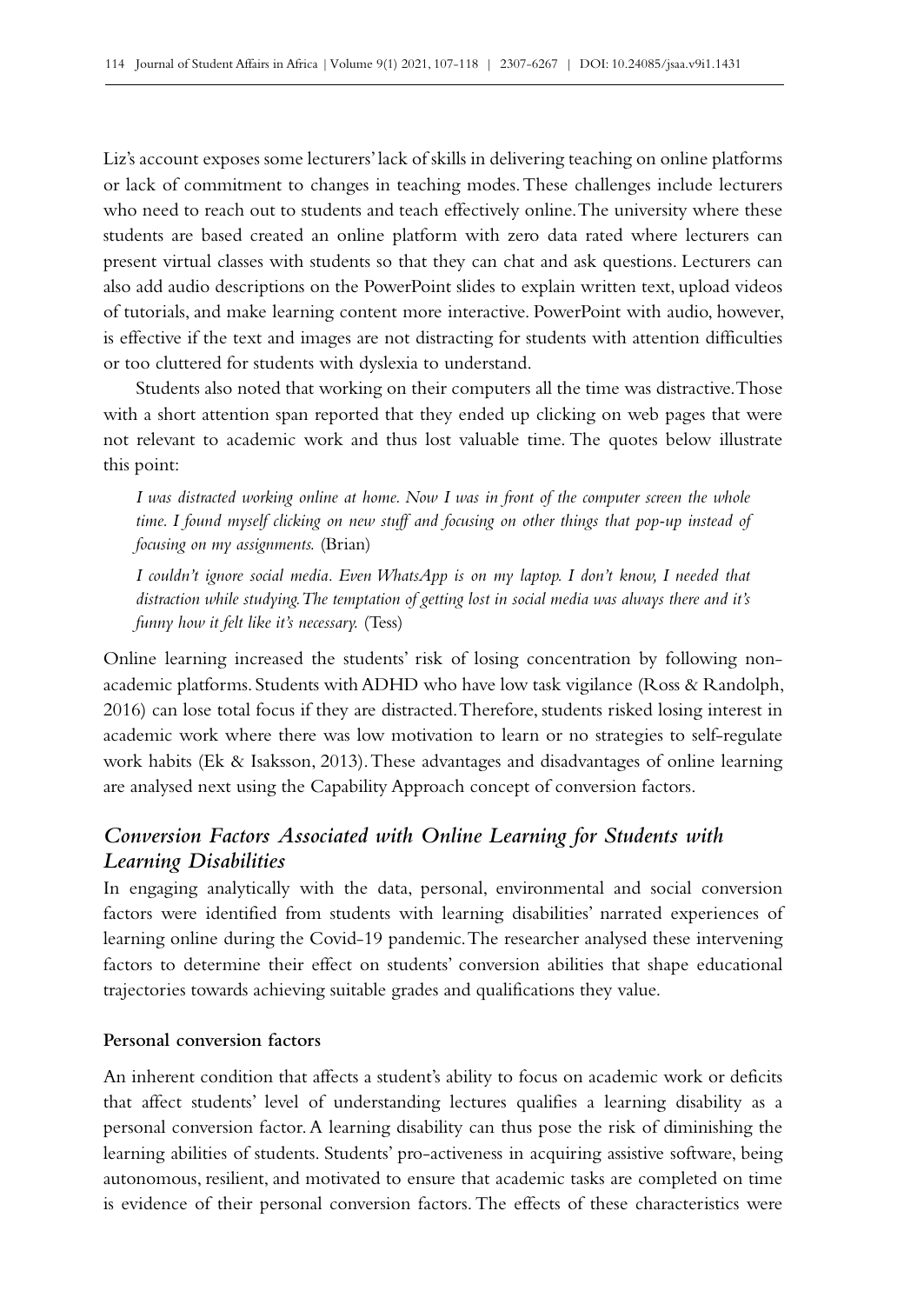Liz's account exposes some lecturers' lack of skills in delivering teaching on online platforms or lack of commitment to changes in teaching modes. These challenges include lecturers who need to reach out to students and teach effectively online. The university where these students are based created an online platform with zero data rated where lecturers can present virtual classes with students so that they can chat and ask questions. Lecturers can also add audio descriptions on the PowerPoint slides to explain written text, upload videos of tutorials, and make learning content more interactive. PowerPoint with audio, however, is effective if the text and images are not distracting for students with attention difficulties or too cluttered for students with dyslexia to understand.

Students also noted that working on their computers all the time was distractive. Those with a short attention span reported that they ended up clicking on web pages that were not relevant to academic work and thus lost valuable time. The quotes below illustrate this point:

> *I was distracted working online at home. Now I was in front of the computer screen the whole time. I found myself clicking on new stuff and focusing on other things that pop-up instead of focusing on my assignments.* (Brian)

> *I couldn't ignore social media. Even WhatsApp is on my laptop. I don't know, I needed that distraction while studying. The temptation of getting lost in social media was always there and it's funny how it felt like it's necessary.* (Tess)

Online learning increased the students' risk of losing concentration by following non-academic platforms. Students with ADHD who have low task vigilance (Ross & Randolph, 2016) can lose total focus if they are distracted. Therefore, students risked losing interest in academic work where there was low motivation to learn or no strategies to self-regulate work habits (Ek & Isaksson, 2013). These advantages and disadvantages of online learning are analysed next using the Capability Approach concept of conversion factors.

## *Conversion Factors Associated with Online Learning for Students with Learning Disabilities*

In engaging analytically with the data, personal, environmental and social conversion factors were identified from students with learning disabilities' narrated experiences of learning online during the Covid-19 pandemic. The researcher analysed these intervening factors to determine their effect on students' conversion abilities that shape educational trajectories towards achieving suitable grades and qualifications they value.

### **Personal conversion factors**

An inherent condition that affects a student's ability to focus on academic work or deficits that affect students' level of understanding lectures qualifies a learning disability as a personal conversion factor. A learning disability can thus pose the risk of diminishing the learning abilities of students. Students' pro-activeness in acquiring assistive software, being autonomous, resilient, and motivated to ensure that academic tasks are completed on time is evidence of their personal conversion factors. The effects of these characteristics were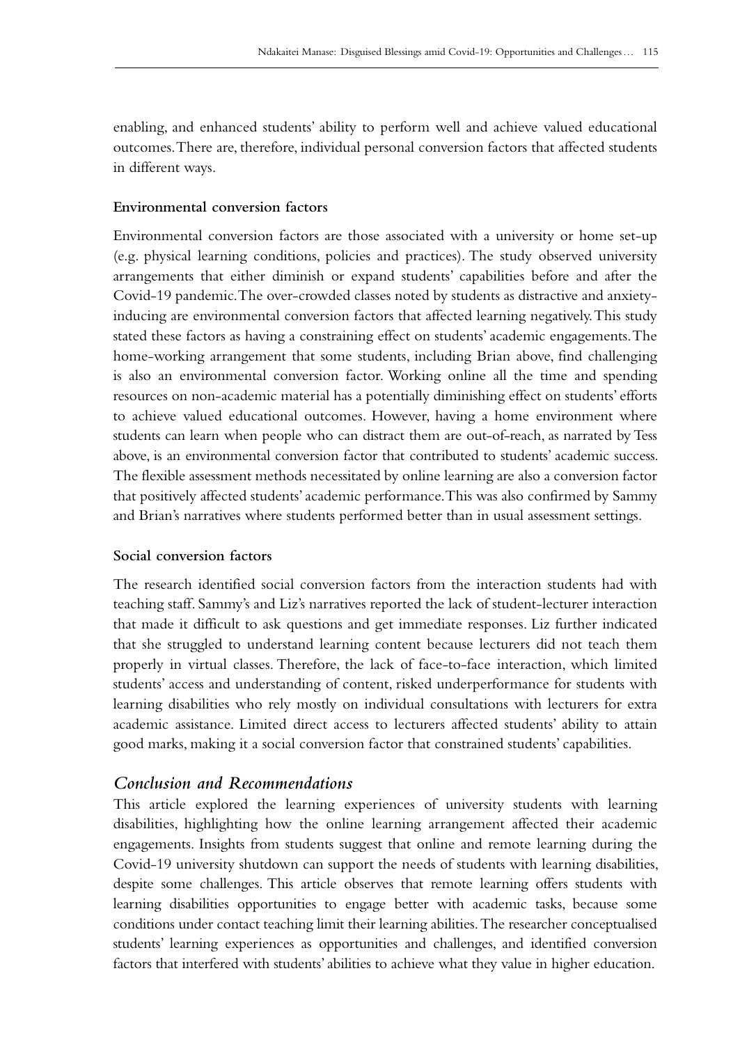enabling, and enhanced students' ability to perform well and achieve valued educational outcomes. There are, therefore, individual personal conversion factors that affected students in different ways.

### Environmental conversion factors

Environmental conversion factors are those associated with a university or home set-up (e.g. physical learning conditions, policies and practices). The study observed university arrangements that either diminish or expand students' capabilities before and after the Covid-19 pandemic. The over-crowded classes noted by students as distractive and anxiety-inducing are environmental conversion factors that affected learning negatively. This study stated these factors as having a constraining effect on students' academic engagements. The home-working arrangement that some students, including Brian above, find challenging is also an environmental conversion factor. Working online all the time and spending resources on non-academic material has a potentially diminishing effect on students' efforts to achieve valued educational outcomes. However, having a home environment where students can learn when people who can distract them are out-of-reach, as narrated by Tess above, is an environmental conversion factor that contributed to students' academic success. The flexible assessment methods necessitated by online learning are also a conversion factor that positively affected students' academic performance. This was also confirmed by Sammy and Brian's narratives where students performed better than in usual assessment settings.

### Social conversion factors

The research identified social conversion factors from the interaction students had with teaching staff. Sammy's and Liz's narratives reported the lack of student-lecturer interaction that made it difficult to ask questions and get immediate responses. Liz further indicated that she struggled to understand learning content because lecturers did not teach them properly in virtual classes. Therefore, the lack of face-to-face interaction, which limited students' access and understanding of content, risked underperformance for students with learning disabilities who rely mostly on individual consultations with lecturers for extra academic assistance. Limited direct access to lecturers affected students' ability to attain good marks, making it a social conversion factor that constrained students' capabilities.

## *Conclusion and Recommendations*

This article explored the learning experiences of university students with learning disabilities, highlighting how the online learning arrangement affected their academic engagements. Insights from students suggest that online and remote learning during the Covid-19 university shutdown can support the needs of students with learning disabilities, despite some challenges. This article observes that remote learning offers students with learning disabilities opportunities to engage better with academic tasks, because some conditions under contact teaching limit their learning abilities. The researcher conceptualised students' learning experiences as opportunities and challenges, and identified conversion factors that interfered with students' abilities to achieve what they value in higher education.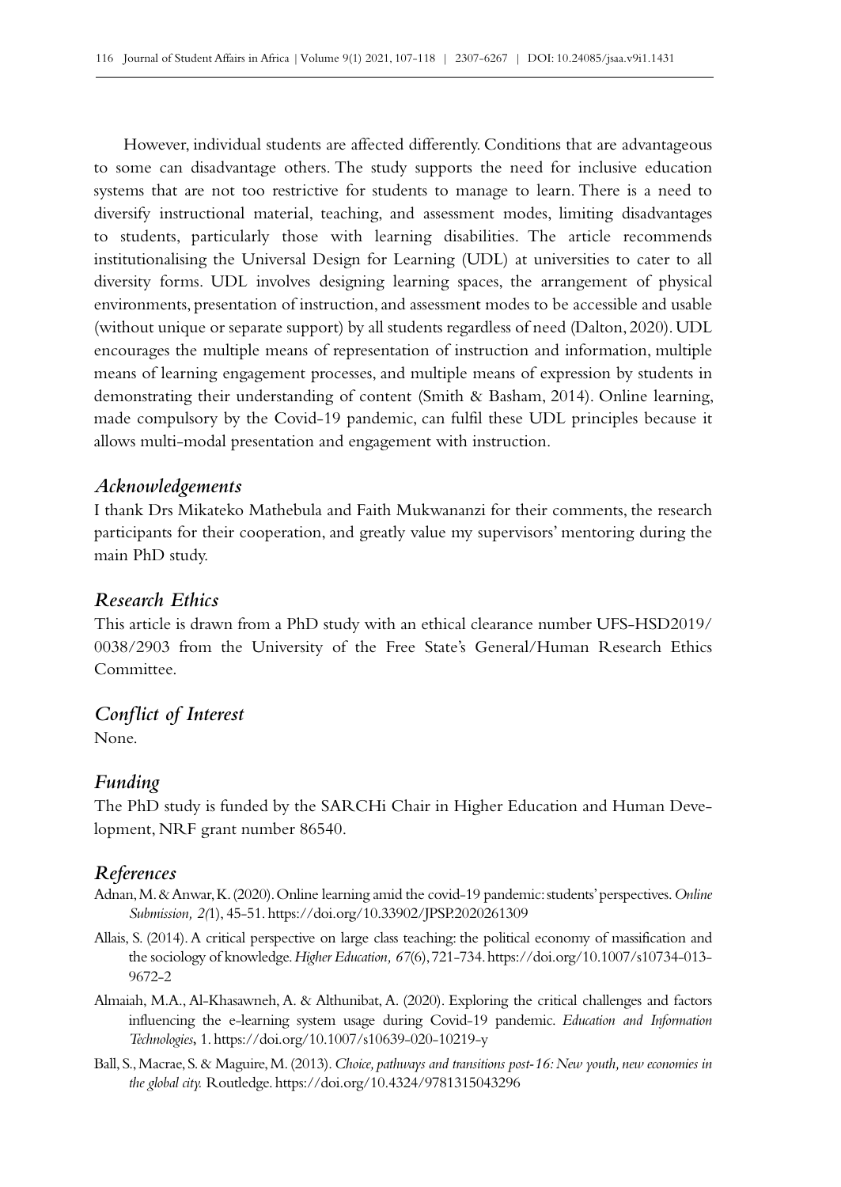However, individual students are affected differently. Conditions that are advantageous to some can disadvantage others. The study supports the need for inclusive education systems that are not too restrictive for students to manage to learn. There is a need to diversify instructional material, teaching, and assessment modes, limiting disadvantages to students, particularly those with learning disabilities. The article recommends institutionalising the Universal Design for Learning (UDL) at universities to cater to all diversity forms. UDL involves designing learning spaces, the arrangement of physical environments, presentation of instruction, and assessment modes to be accessible and usable (without unique or separate support) by all students regardless of need (Dalton, 2020). UDL encourages the multiple means of representation of instruction and information, multiple means of learning engagement processes, and multiple means of expression by students in demonstrating their understanding of content (Smith & Basham, 2014). Online learning, made compulsory by the Covid-19 pandemic, can fulfil these UDL principles because it allows multi-modal presentation and engagement with instruction.

## *Acknowledgements*

I thank Drs Mikateko Mathebula and Faith Mukwananzi for their comments, the research participants for their cooperation, and greatly value my supervisors' mentoring during the main PhD study.

## *Research Ethics*

This article is drawn from a PhD study with an ethical clearance number UFS-HSD2019/0038/2903 from the University of the Free State's General/Human Research Ethics Committee.

## *Conflict of Interest*

None.

## *Funding*

The PhD study is funded by the SARCHi Chair in Higher Education and Human Development, NRF grant number 86540.

## *References*

Adnan, M. & Anwar, K. (2020). Online learning amid the covid-19 pandemic: students' perspectives. *Online Submission, 2(*1), 45-51. https://doi.org/10.33902/JPSP.2020261309

Allais, S. (2014). A critical perspective on large class teaching: the political economy of massification and the sociology of knowledge. *Higher Education, 67*(6), 721-734. https://doi.org/10.1007/s10734-013-9672-2

Almaiah, M.A., Al-Khasawneh, A. & Althunibat, A. (2020). Exploring the critical challenges and factors influencing the e-learning system usage during Covid-19 pandemic. *Education and Information Technologies*, 1. https://doi.org/10.1007/s10639-020-10219-y

Ball, S., Macrae, S. & Maguire, M. (2013). *Choice, pathways and transitions post-16: New youth, new economies in the global city.* Routledge. https://doi.org/10.4324/9781315043296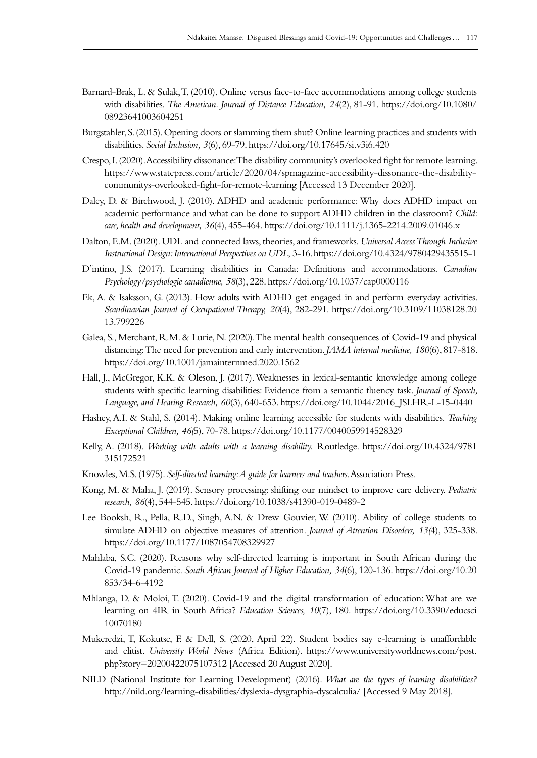Barnard-Brak, L. & Sulak, T. (2010). Online versus face-to-face accommodations among college students with disabilities. *The American. Journal of Distance Education, 24*(2), 81-91. https://doi.org/10.1080/08923641003604251

Burgstahler, S. (2015). Opening doors or slamming them shut? Online learning practices and students with disabilities. *Social Inclusion, 3*(6), 69-79. https://doi.org/10.17645/si.v3i6.420

Crespo, I. (2020). Accessibility dissonance: The disability community's overlooked fight for remote learning. https://www.statepress.com/article/2020/04/spmagazine-accessibility-dissonance-the-disability-communitys-overlooked-fight-for-remote-learning [Accessed 13 December 2020].

Daley, D. & Birchwood, J. (2010). ADHD and academic performance: Why does ADHD impact on academic performance and what can be done to support ADHD children in the classroom? *Child: care, health and development, 36*(4), 455-464. https://doi.org/10.1111/j.1365-2214.2009.01046.x

Dalton, E.M. (2020). UDL and connected laws, theories, and frameworks. *Universal Access Through Inclusive Instructional Design: International Perspectives on UDL*, 3-16. https://doi.org/10.4324/9780429435515-1

D'intino, J.S. (2017). Learning disabilities in Canada: Definitions and accommodations. *Canadian Psychology/psychologie canadienne, 58*(3), 228. https://doi.org/10.1037/cap0000116

Ek, A. & Isaksson, G. (2013). How adults with ADHD get engaged in and perform everyday activities. *Scandinavian Journal of Occupational Therapy, 20*(4), 282-291. https://doi.org/10.3109/11038128.2013.799226

Galea, S., Merchant, R.M. & Lurie, N. (2020). The mental health consequences of Covid-19 and physical distancing: The need for prevention and early intervention. *JAMA internal medicine, 180*(6), 817-818. https://doi.org/10.1001/jamainternmed.2020.1562

Hall, J., McGregor, K.K. & Oleson, J. (2017). Weaknesses in lexical-semantic knowledge among college students with specific learning disabilities: Evidence from a semantic fluency task. *Journal of Speech, Language, and Hearing Research, 60*(3), 640-653. https://doi.org/10.1044/2016_JSLHR-L-15-0440

Hashey, A.I. & Stahl, S. (2014). Making online learning accessible for students with disabilities. *Teaching Exceptional Children, 46*(5), 70-78. https://doi.org/10.1177/0040059914528329

Kelly, A. (2018). *Working with adults with a learning disability.* Routledge. https://doi.org/10.4324/9781315172521

Knowles, M.S. (1975). *Self-directed learning: A guide for learners and teachers*. Association Press.

Kong, M. & Maha, J. (2019). Sensory processing: shifting our mindset to improve care delivery. *Pediatric research, 86*(4), 544-545. https://doi.org/10.1038/s41390-019-0489-2

Lee Booksh, R., Pella, R.D., Singh, A.N. & Drew Gouvier, W. (2010). Ability of college students to simulate ADHD on objective measures of attention. *Journal of Attention Disorders, 13(*4), 325-338. https://doi.org/10.1177/1087054708329927

Mahlaba, S.C. (2020). Reasons why self-directed learning is important in South African during the Covid-19 pandemic. *South African Journal of Higher Education, 34*(6), 120-136. https://doi.org/10.20853/34-6-4192

Mhlanga, D. & Moloi, T. (2020). Covid-19 and the digital transformation of education: What are we learning on 4IR in South Africa? *Education Sciences, 10*(7), 180. https://doi.org/10.3390/educsci10070180

Mukeredzi, T, Kokutse, F. & Dell, S. (2020, April 22). Student bodies say e-learning is unaffordable and elitist. *University World News* (Africa Edition). https://www.universityworldnews.com/post.php?story=20200422075107312 [Accessed 20 August 2020].

NILD (National Institute for Learning Development) (2016). *What are the types of learning disabilities?* http://nild.org/learning-disabilities/dyslexia-dysgraphia-dyscalculia/ [Accessed 9 May 2018].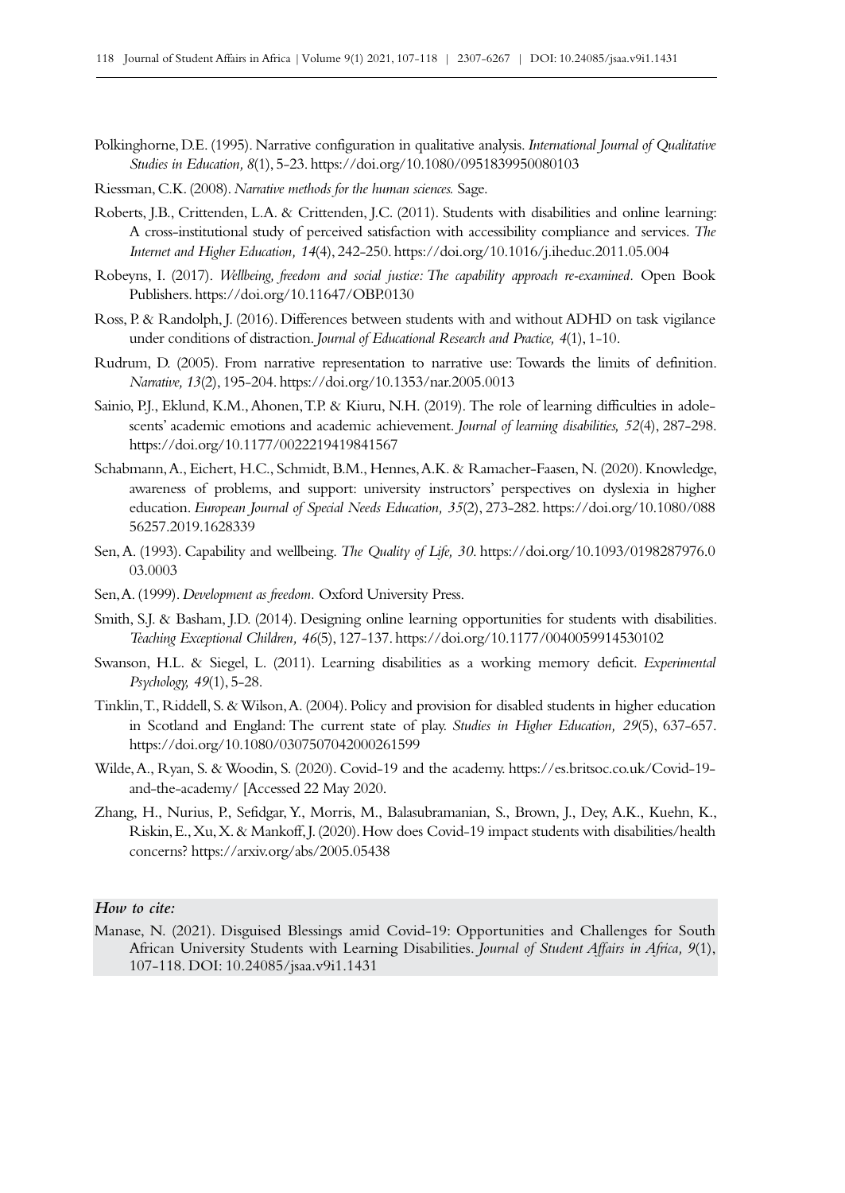Polkinghorne, D.E. (1995). Narrative configuration in qualitative analysis. *International Journal of Qualitative Studies in Education, 8*(1), 5-23. https://doi.org/10.1080/0951839950080103

Riessman, C.K. (2008). *Narrative methods for the human sciences.* Sage.

Roberts, J.B., Crittenden, L.A. & Crittenden, J.C. (2011). Students with disabilities and online learning: A cross-institutional study of perceived satisfaction with accessibility compliance and services. *The Internet and Higher Education, 14*(4), 242-250. https://doi.org/10.1016/j.iheduc.2011.05.004

Robeyns, I. (2017). *Wellbeing, freedom and social justice: The capability approach re-examined.* Open Book Publishers. https://doi.org/10.11647/OBP.0130

Ross, P. & Randolph, J. (2016). Differences between students with and without ADHD on task vigilance under conditions of distraction. *Journal of Educational Research and Practice, 4*(1), 1-10.

Rudrum, D. (2005). From narrative representation to narrative use: Towards the limits of definition. *Narrative, 13*(2), 195-204. https://doi.org/10.1353/nar.2005.0013

Sainio, P.J., Eklund, K.M., Ahonen, T.P. & Kiuru, N.H. (2019). The role of learning difficulties in adolescents' academic emotions and academic achievement. *Journal of learning disabilities, 52*(4), 287-298. https://doi.org/10.1177/0022219419841567

Schabmann, A., Eichert, H.C., Schmidt, B.M., Hennes, A.K. & Ramacher-Faasen, N. (2020). Knowledge, awareness of problems, and support: university instructors' perspectives on dyslexia in higher education. *European Journal of Special Needs Education, 35*(2), 273-282. https://doi.org/10.1080/08856257.2019.1628339

Sen, A. (1993). Capability and wellbeing. *The Quality of Life, 30.* https://doi.org/10.1093/0198287976.003.0003

Sen, A. (1999). *Development as freedom.* Oxford University Press.

Smith, S.J. & Basham, J.D. (2014). Designing online learning opportunities for students with disabilities. *Teaching Exceptional Children, 46*(5), 127-137. https://doi.org/10.1177/0040059914530102

Swanson, H.L. & Siegel, L. (2011). Learning disabilities as a working memory deficit. *Experimental Psychology, 49*(1), 5-28.

Tinklin, T., Riddell, S. & Wilson, A. (2004). Policy and provision for disabled students in higher education in Scotland and England: The current state of play. *Studies in Higher Education, 29*(5), 637-657. https://doi.org/10.1080/0307507042000261599

Wilde, A., Ryan, S. & Woodin, S. (2020). Covid-19 and the academy. https://es.britsoc.co.uk/Covid-19-and-the-academy/ [Accessed 22 May 2020.

Zhang, H., Nurius, P., Sefidgar, Y., Morris, M., Balasubramanian, S., Brown, J., Dey, A.K., Kuehn, K., Riskin, E., Xu, X. & Mankoff, J. (2020). How does Covid-19 impact students with disabilities/health concerns? https://arxiv.org/abs/2005.05438

***How to cite:***

Manase, N. (2021). Disguised Blessings amid Covid-19: Opportunities and Challenges for South African University Students with Learning Disabilities. *Journal of Student Affairs in Africa, 9*(1), 107-118. DOI: 10.24085/jsaa.v9i1.1431